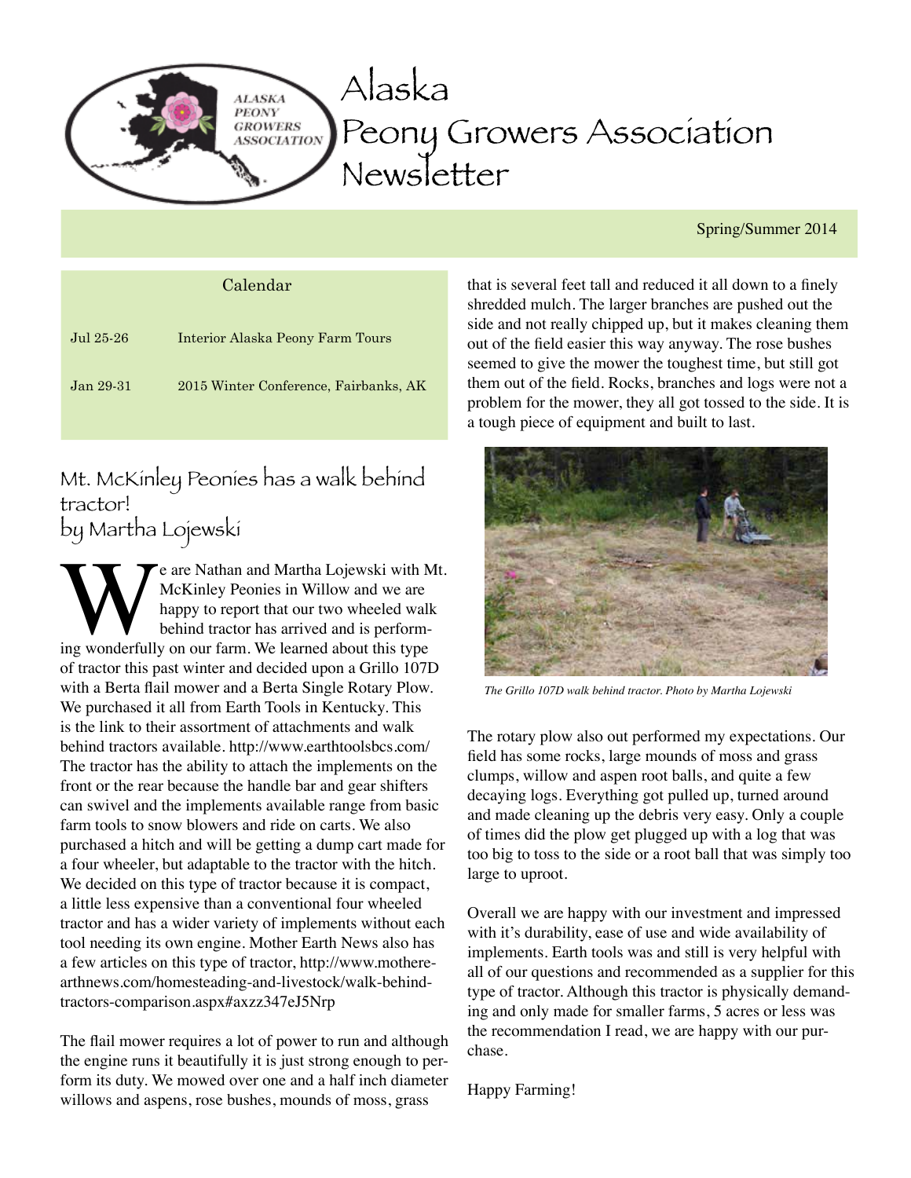# Alaska Peony Growers Association Newsletter

Spring/Summer 2014

| Calendar | |
|---|---|
| Jul 25-26 | Interior Alaska Peony Farm Tours |
| Jan 29-31 | 2015 Winter Conference, Fairbanks, AK |

## Mt. McKinley Peonies has a walk behind tractor!

by Martha Lojewski

We are Nathan and Martha Lojewski with Mt. McKinley Peonies in Willow and we are happy to report that our two wheeled walk behind tractor has arrived and is performing wonderfully on our farm. We learned about this type of tractor this past winter and decided upon a Grillo 107D with a Berta flail mower and a Berta Single Rotary Plow. We purchased it all from Earth Tools in Kentucky. This is the link to their assortment of attachments and walk behind tractors available. http://www.earthtoolsbcs.com/ The tractor has the ability to attach the implements on the front or the rear because the handle bar and gear shifters can swivel and the implements available range from basic farm tools to snow blowers and ride on carts. We also purchased a hitch and will be getting a dump cart made for a four wheeler, but adaptable to the tractor with the hitch. We decided on this type of tractor because it is compact, a little less expensive than a conventional four wheeled tractor and has a wider variety of implements without each tool needing its own engine. Mother Earth News also has a few articles on this type of tractor, http://www.motherearthnews.com/homesteading-and-livestock/walk-behind-tractors-comparison.aspx#axzz347eJ5Nrp

The flail mower requires a lot of power to run and although the engine runs it beautifully it is just strong enough to perform its duty. We mowed over one and a half inch diameter willows and aspens, rose bushes, mounds of moss, grass that is several feet tall and reduced it all down to a finely shredded mulch. The larger branches are pushed out the side and not really chipped up, but it makes cleaning them out of the field easier this way anyway. The rose bushes seemed to give the mower the toughest time, but still got them out of the field. Rocks, branches and logs were not a problem for the mower, they all got tossed to the side. It is a tough piece of equipment and built to last.

*The Grillo 107D walk behind tractor. Photo by Martha Lojewski*

The rotary plow also out performed my expectations. Our field has some rocks, large mounds of moss and grass clumps, willow and aspen root balls, and quite a few decaying logs. Everything got pulled up, turned around and made cleaning up the debris very easy. Only a couple of times did the plow get plugged up with a log that was too big to toss to the side or a root ball that was simply too large to uproot.

Overall we are happy with our investment and impressed with it's durability, ease of use and wide availability of implements. Earth tools was and still is very helpful with all of our questions and recommended as a supplier for this type of tractor. Although this tractor is physically demanding and only made for smaller farms, 5 acres or less was the recommendation I read, we are happy with our purchase.

Happy Farming!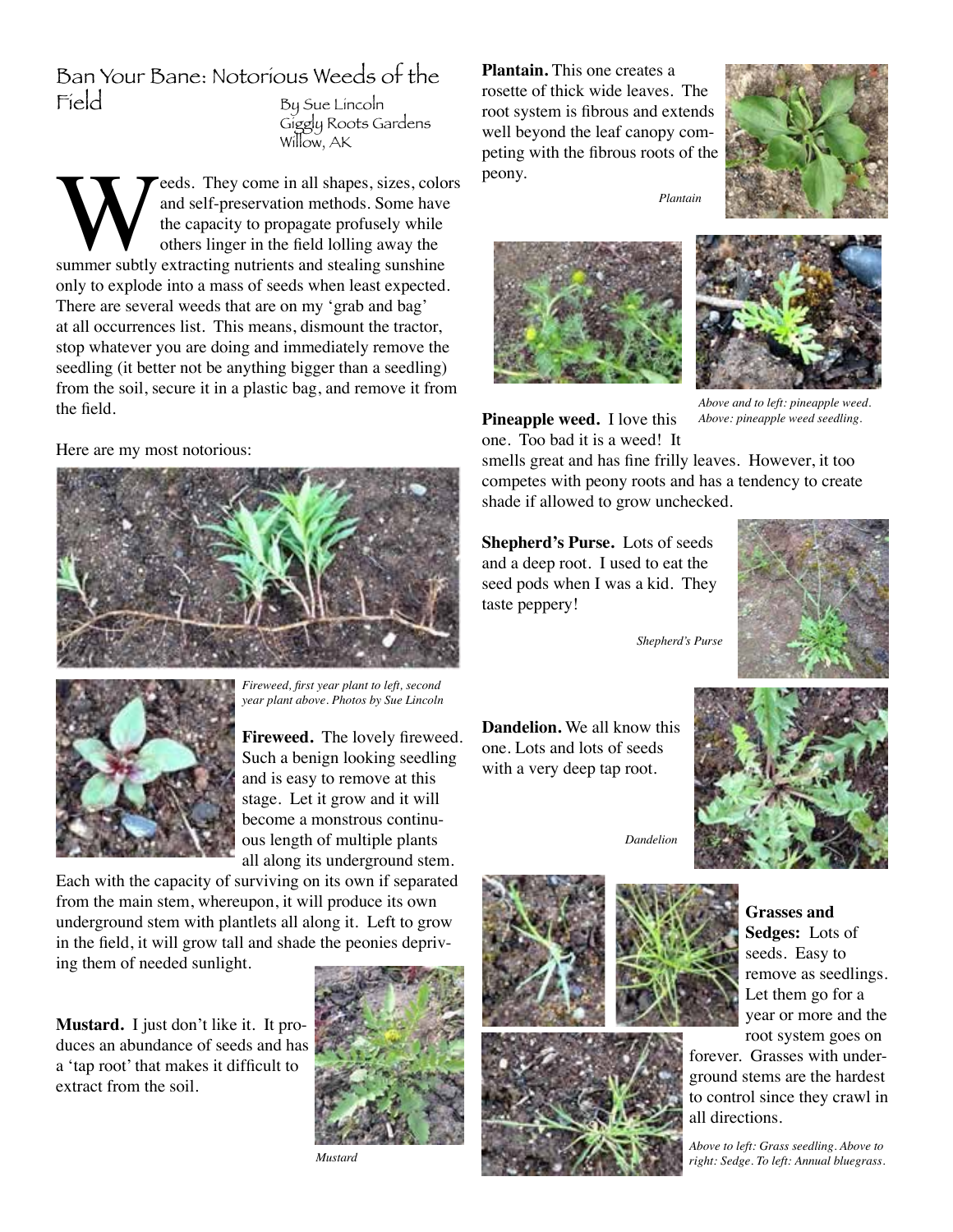# Ban Your Bane: Notorious Weeds of the Field

By Sue Lincoln
Giggly Roots Gardens
Willow, AK

Weeds. They come in all shapes, sizes, colors and self-preservation methods. Some have the capacity to propagate profusely while others linger in the field lolling away the summer subtly extracting nutrients and stealing sunshine only to explode into a mass of seeds when least expected. There are several weeds that are on my 'grab and bag' at all occurrences list. This means, dismount the tractor, stop whatever you are doing and immediately remove the seedling (it better not be anything bigger than a seedling) from the soil, secure it in a plastic bag, and remove it from the field.

Here are my most notorious:

*Fireweed, first year plant to left, second year plant above. Photos by Sue Lincoln*

**Fireweed.** The lovely fireweed. Such a benign looking seedling and is easy to remove at this stage. Let it grow and it will become a monstrous continuous length of multiple plants all along its underground stem. Each with the capacity of surviving on its own if separated from the main stem, whereupon, it will produce its own underground stem with plantlets all along it. Left to grow in the field, it will grow tall and shade the peonies depriving them of needed sunlight.

**Mustard.** I just don't like it. It produces an abundance of seeds and has a 'tap root' that makes it difficult to extract from the soil.

*Mustard*

**Plantain.** This one creates a rosette of thick wide leaves. The root system is fibrous and extends well beyond the leaf canopy competing with the fibrous roots of the peony.

*Plantain*

*Above and to left: pineapple weed. Above: pineapple weed seedling.*

**Pineapple weed.** I love this one. Too bad it is a weed! It smells great and has fine frilly leaves. However, it too competes with peony roots and has a tendency to create shade if allowed to grow unchecked.

**Shepherd's Purse.** Lots of seeds and a deep root. I used to eat the seed pods when I was a kid. They taste peppery!

*Shepherd's Purse*

**Dandelion.** We all know this one. Lots and lots of seeds with a very deep tap root.

*Dandelion*

**Grasses and Sedges:** Lots of seeds. Easy to remove as seedlings. Let them go for a year or more and the root system goes on forever. Grasses with underground stems are the hardest to control since they crawl in all directions.

*Above to left: Grass seedling. Above to right: Sedge. To left: Annual bluegrass.*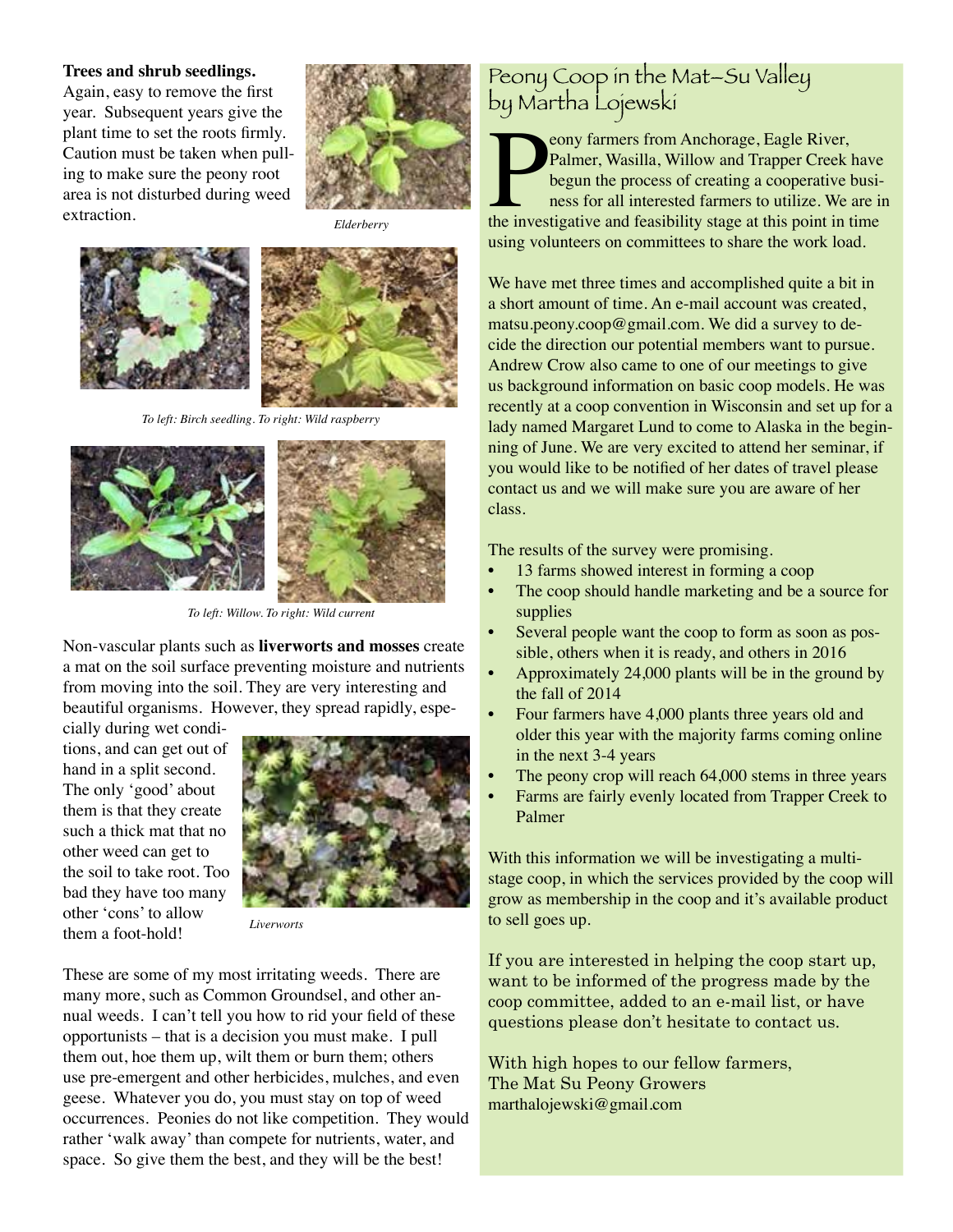**Trees and shrub seedlings.** Again, easy to remove the first year. Subsequent years give the plant time to set the roots firmly. Caution must be taken when pulling to make sure the peony root area is not disturbed during weed extraction.

*Elderberry*

*To left: Birch seedling. To right: Wild raspberry*

*To left: Willow. To right: Wild current*

Non-vascular plants such as **liverworts and mosses** create a mat on the soil surface preventing moisture and nutrients from moving into the soil. They are very interesting and beautiful organisms. However, they spread rapidly, especially during wet conditions, and can get out of hand in a split second. The only 'good' about them is that they create such a thick mat that no other weed can get to the soil to take root. Too bad they have too many other 'cons' to allow them a foot-hold!

*Liverworts*

These are some of my most irritating weeds. There are many more, such as Common Groundsel, and other annual weeds. I can't tell you how to rid your field of these opportunists – that is a decision you must make. I pull them out, hoe them up, wilt them or burn them; others use pre-emergent and other herbicides, mulches, and even geese. Whatever you do, you must stay on top of weed occurrences. Peonies do not like competition. They would rather 'walk away' than compete for nutrients, water, and space. So give them the best, and they will be the best!

## Peony Coop in the Mat-Su Valley by Martha Lojewski

Peony farmers from Anchorage, Eagle River, Palmer, Wasilla, Willow and Trapper Creek have begun the process of creating a cooperative business for all interested farmers to utilize. We are in the investigative and feasibility stage at this point in time using volunteers on committees to share the work load.

We have met three times and accomplished quite a bit in a short amount of time. An e-mail account was created, matsu.peony.coop@gmail.com. We did a survey to decide the direction our potential members want to pursue. Andrew Crow also came to one of our meetings to give us background information on basic coop models. He was recently at a coop convention in Wisconsin and set up for a lady named Margaret Lund to come to Alaska in the beginning of June. We are very excited to attend her seminar, if you would like to be notified of her dates of travel please contact us and we will make sure you are aware of her class.

The results of the survey were promising.

- 13 farms showed interest in forming a coop
- The coop should handle marketing and be a source for supplies
- Several people want the coop to form as soon as possible, others when it is ready, and others in 2016
- Approximately 24,000 plants will be in the ground by the fall of 2014
- Four farmers have 4,000 plants three years old and older this year with the majority farms coming online in the next 3-4 years
- The peony crop will reach 64,000 stems in three years
- Farms are fairly evenly located from Trapper Creek to Palmer

With this information we will be investigating a multi-stage coop, in which the services provided by the coop will grow as membership in the coop and it's available product to sell goes up.

If you are interested in helping the coop start up, want to be informed of the progress made by the coop committee, added to an e-mail list, or have questions please don't hesitate to contact us.

With high hopes to our fellow farmers,
The Mat Su Peony Growers
marthalojewski@gmail.com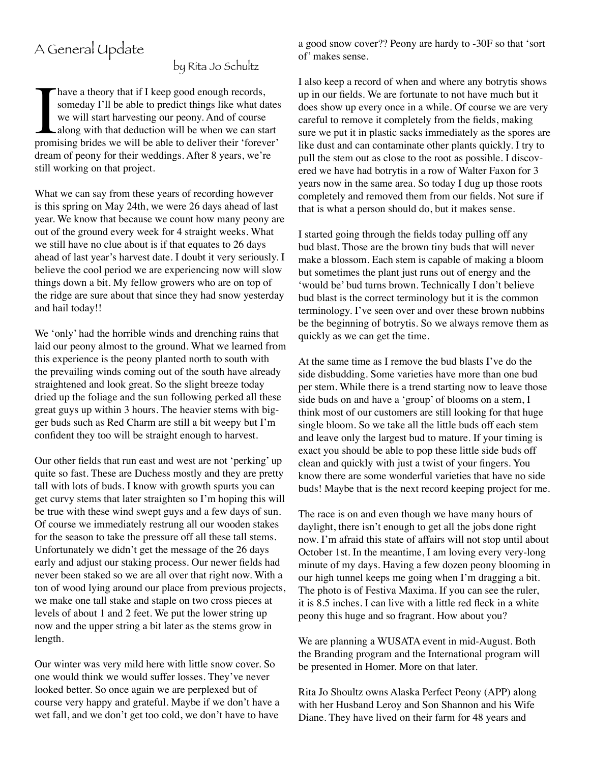# A General Update

by Rita Jo Schultz

I have a theory that if I keep good enough records, someday I'll be able to predict things like what dates we will start harvesting our peony. And of course along with that deduction will be when we can start promising brides we will be able to deliver their 'forever' dream of peony for their weddings. After 8 years, we're still working on that project.

What we can say from these years of recording however is this spring on May 24th, we were 26 days ahead of last year. We know that because we count how many peony are out of the ground every week for 4 straight weeks. What we still have no clue about is if that equates to 26 days ahead of last year's harvest date. I doubt it very seriously. I believe the cool period we are experiencing now will slow things down a bit. My fellow growers who are on top of the ridge are sure about that since they had snow yesterday and hail today!!

We 'only' had the horrible winds and drenching rains that laid our peony almost to the ground. What we learned from this experience is the peony planted north to south with the prevailing winds coming out of the south have already straightened and look great. So the slight breeze today dried up the foliage and the sun following perked all these great guys up within 3 hours. The heavier stems with bigger buds such as Red Charm are still a bit weepy but I'm confident they too will be straight enough to harvest.

Our other fields that run east and west are not 'perking' up quite so fast. These are Duchess mostly and they are pretty tall with lots of buds. I know with growth spurts you can get curvy stems that later straighten so I'm hoping this will be true with these wind swept guys and a few days of sun. Of course we immediately restrung all our wooden stakes for the season to take the pressure off all these tall stems. Unfortunately we didn't get the message of the 26 days early and adjust our staking process. Our newer fields had never been staked so we are all over that right now. With a ton of wood lying around our place from previous projects, we make one tall stake and staple on two cross pieces at levels of about 1 and 2 feet. We put the lower string up now and the upper string a bit later as the stems grow in length.

Our winter was very mild here with little snow cover. So one would think we would suffer losses. They've never looked better. So once again we are perplexed but of course very happy and grateful. Maybe if we don't have a wet fall, and we don't get too cold, we don't have to have a good snow cover?? Peony are hardy to -30F so that 'sort of' makes sense.

I also keep a record of when and where any botrytis shows up in our fields. We are fortunate to not have much but it does show up every once in a while. Of course we are very careful to remove it completely from the fields, making sure we put it in plastic sacks immediately as the spores are like dust and can contaminate other plants quickly. I try to pull the stem out as close to the root as possible. I discovered we have had botrytis in a row of Walter Faxon for 3 years now in the same area. So today I dug up those roots completely and removed them from our fields. Not sure if that is what a person should do, but it makes sense.

I started going through the fields today pulling off any bud blast. Those are the brown tiny buds that will never make a blossom. Each stem is capable of making a bloom but sometimes the plant just runs out of energy and the 'would be' bud turns brown. Technically I don't believe bud blast is the correct terminology but it is the common terminology. I've seen over and over these brown nubbins be the beginning of botrytis. So we always remove them as quickly as we can get the time.

At the same time as I remove the bud blasts I've do the side disbudding. Some varieties have more than one bud per stem. While there is a trend starting now to leave those side buds on and have a 'group' of blooms on a stem, I think most of our customers are still looking for that huge single bloom. So we take all the little buds off each stem and leave only the largest bud to mature. If your timing is exact you should be able to pop these little side buds off clean and quickly with just a twist of your fingers. You know there are some wonderful varieties that have no side buds! Maybe that is the next record keeping project for me.

The race is on and even though we have many hours of daylight, there isn't enough to get all the jobs done right now. I'm afraid this state of affairs will not stop until about October 1st. In the meantime, I am loving every very-long minute of my days. Having a few dozen peony blooming in our high tunnel keeps me going when I'm dragging a bit. The photo is of Festiva Maxima. If you can see the ruler, it is 8.5 inches. I can live with a little red fleck in a white peony this huge and so fragrant. How about you?

We are planning a WUSATA event in mid-August. Both the Branding program and the International program will be presented in Homer. More on that later.

Rita Jo Shoultz owns Alaska Perfect Peony (APP) along with her Husband Leroy and Son Shannon and his Wife Diane. They have lived on their farm for 48 years and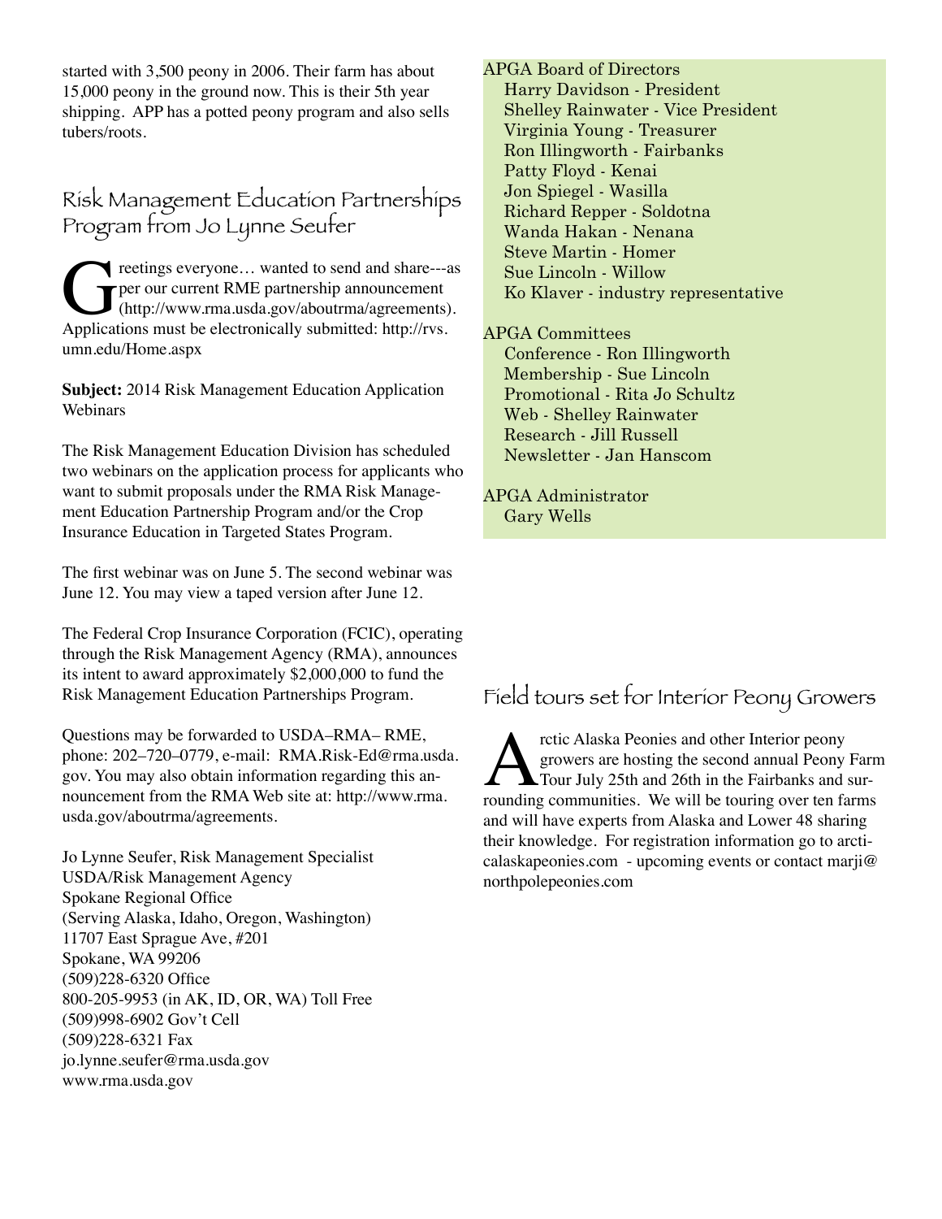started with 3,500 peony in 2006. Their farm has about 15,000 peony in the ground now. This is their 5th year shipping. APP has a potted peony program and also sells tubers/roots.

## Risk Management Education Partnerships Program from Jo Lynne Seufer

Greetings everyone… wanted to send and share---as per our current RME partnership announcement (http://www.rma.usda.gov/aboutrma/agreements). Applications must be electronically submitted: http://rvs.umn.edu/Home.aspx

**Subject:** 2014 Risk Management Education Application Webinars

The Risk Management Education Division has scheduled two webinars on the application process for applicants who want to submit proposals under the RMA Risk Management Education Partnership Program and/or the Crop Insurance Education in Targeted States Program.

The first webinar was on June 5. The second webinar was June 12. You may view a taped version after June 12.

The Federal Crop Insurance Corporation (FCIC), operating through the Risk Management Agency (RMA), announces its intent to award approximately $2,000,000 to fund the Risk Management Education Partnerships Program.

Questions may be forwarded to USDA–RMA– RME, phone: 202–720–0779, e-mail: RMA.Risk-Ed@rma.usda.gov. You may also obtain information regarding this announcement from the RMA Web site at: http://www.rma.usda.gov/aboutrma/agreements.

Jo Lynne Seufer, Risk Management Specialist
USDA/Risk Management Agency
Spokane Regional Office
(Serving Alaska, Idaho, Oregon, Washington)
11707 East Sprague Ave, #201
Spokane, WA 99206
(509)228-6320 Office
800-205-9953 (in AK, ID, OR, WA) Toll Free
(509)998-6902 Gov't Cell
(509)228-6321 Fax
jo.lynne.seufer@rma.usda.gov
www.rma.usda.gov

APGA Board of Directors
Harry Davidson - President
Shelley Rainwater - Vice President
Virginia Young - Treasurer
Ron Illingworth - Fairbanks
Patty Floyd - Kenai
Jon Spiegel - Wasilla
Richard Repper - Soldotna
Wanda Hakan - Nenana
Steve Martin - Homer
Sue Lincoln - Willow
Ko Klaver - industry representative

APGA Committees
Conference - Ron Illingworth
Membership - Sue Lincoln
Promotional - Rita Jo Schultz
Web - Shelley Rainwater
Research - Jill Russell
Newsletter - Jan Hanscom

APGA Administrator
Gary Wells

## Field tours set for Interior Peony Growers

Arctic Alaska Peonies and other Interior peony growers are hosting the second annual Peony Farm Tour July 25th and 26th in the Fairbanks and surrounding communities. We will be touring over ten farms and will have experts from Alaska and Lower 48 sharing their knowledge. For registration information go to arcticalaskapeonies.com - upcoming events or contact marji@northpolepeonies.com